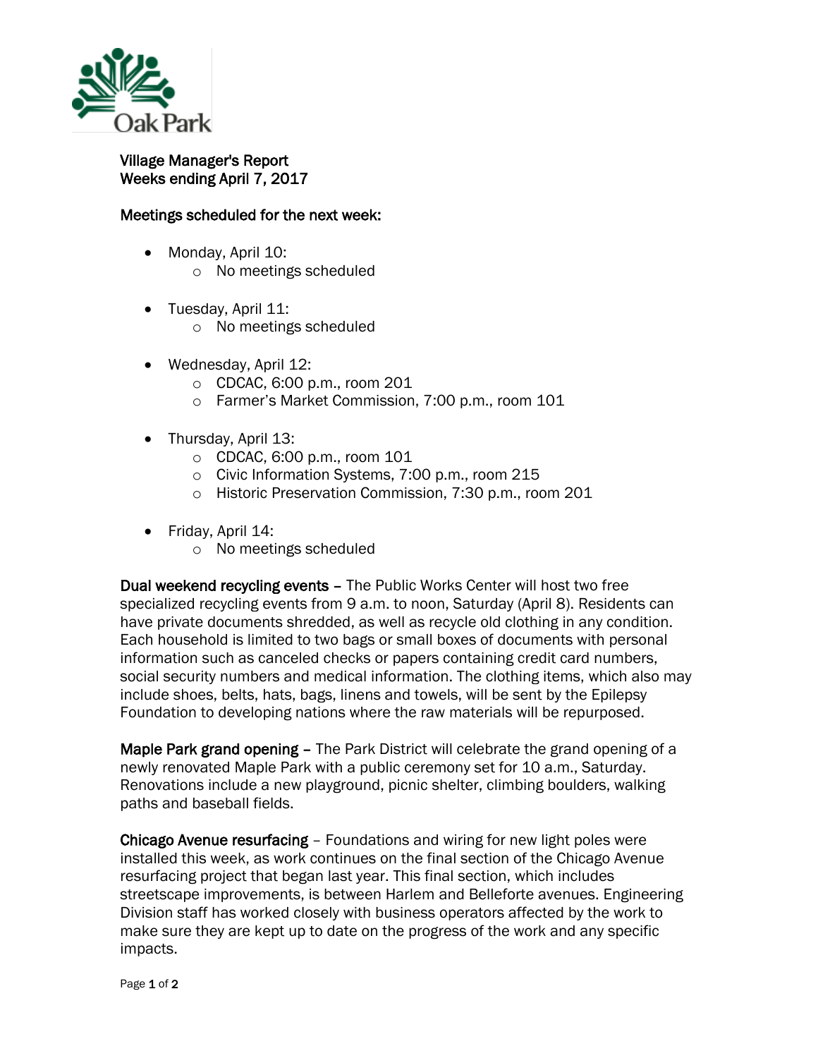Oak Park

**Village Manager's Report**
**Weeks ending April 7, 2017**

**Meetings scheduled for the next week:**

- Monday, April 10:
  - No meetings scheduled
- Tuesday, April 11:
  - No meetings scheduled
- Wednesday, April 12:
  - CDCAC, 6:00 p.m., room 201
  - Farmer's Market Commission, 7:00 p.m., room 101
- Thursday, April 13:
  - CDCAC, 6:00 p.m., room 101
  - Civic Information Systems, 7:00 p.m., room 215
  - Historic Preservation Commission, 7:30 p.m., room 201
- Friday, April 14:
  - No meetings scheduled

**Dual weekend recycling events** – The Public Works Center will host two free specialized recycling events from 9 a.m. to noon, Saturday (April 8). Residents can have private documents shredded, as well as recycle old clothing in any condition. Each household is limited to two bags or small boxes of documents with personal information such as canceled checks or papers containing credit card numbers, social security numbers and medical information. The clothing items, which also may include shoes, belts, hats, bags, linens and towels, will be sent by the Epilepsy Foundation to developing nations where the raw materials will be repurposed.

**Maple Park grand opening** – The Park District will celebrate the grand opening of a newly renovated Maple Park with a public ceremony set for 10 a.m., Saturday. Renovations include a new playground, picnic shelter, climbing boulders, walking paths and baseball fields.

**Chicago Avenue resurfacing** – Foundations and wiring for new light poles were installed this week, as work continues on the final section of the Chicago Avenue resurfacing project that began last year. This final section, which includes streetscape improvements, is between Harlem and Belleforte avenues. Engineering Division staff has worked closely with business operators affected by the work to make sure they are kept up to date on the progress of the work and any specific impacts.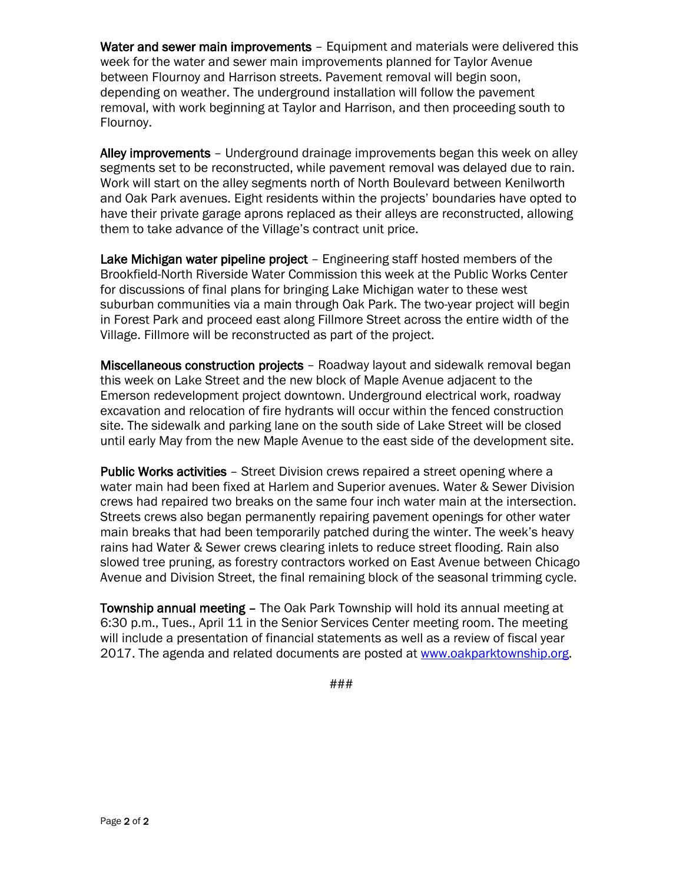**Water and sewer main improvements** – Equipment and materials were delivered this week for the water and sewer main improvements planned for Taylor Avenue between Flournoy and Harrison streets. Pavement removal will begin soon, depending on weather. The underground installation will follow the pavement removal, with work beginning at Taylor and Harrison, and then proceeding south to Flournoy.

**Alley improvements** – Underground drainage improvements began this week on alley segments set to be reconstructed, while pavement removal was delayed due to rain. Work will start on the alley segments north of North Boulevard between Kenilworth and Oak Park avenues. Eight residents within the projects' boundaries have opted to have their private garage aprons replaced as their alleys are reconstructed, allowing them to take advance of the Village's contract unit price.

**Lake Michigan water pipeline project** – Engineering staff hosted members of the Brookfield-North Riverside Water Commission this week at the Public Works Center for discussions of final plans for bringing Lake Michigan water to these west suburban communities via a main through Oak Park. The two-year project will begin in Forest Park and proceed east along Fillmore Street across the entire width of the Village. Fillmore will be reconstructed as part of the project.

**Miscellaneous construction projects** – Roadway layout and sidewalk removal began this week on Lake Street and the new block of Maple Avenue adjacent to the Emerson redevelopment project downtown. Underground electrical work, roadway excavation and relocation of fire hydrants will occur within the fenced construction site. The sidewalk and parking lane on the south side of Lake Street will be closed until early May from the new Maple Avenue to the east side of the development site.

**Public Works activities** – Street Division crews repaired a street opening where a water main had been fixed at Harlem and Superior avenues. Water & Sewer Division crews had repaired two breaks on the same four inch water main at the intersection. Streets crews also began permanently repairing pavement openings for other water main breaks that had been temporarily patched during the winter. The week's heavy rains had Water & Sewer crews clearing inlets to reduce street flooding. Rain also slowed tree pruning, as forestry contractors worked on East Avenue between Chicago Avenue and Division Street, the final remaining block of the seasonal trimming cycle.

**Township annual meeting** – The Oak Park Township will hold its annual meeting at 6:30 p.m., Tues., April 11 in the Senior Services Center meeting room. The meeting will include a presentation of financial statements as well as a review of fiscal year 2017. The agenda and related documents are posted at [www.oakparktownship.org](http://www.oakparktownship.org).

###